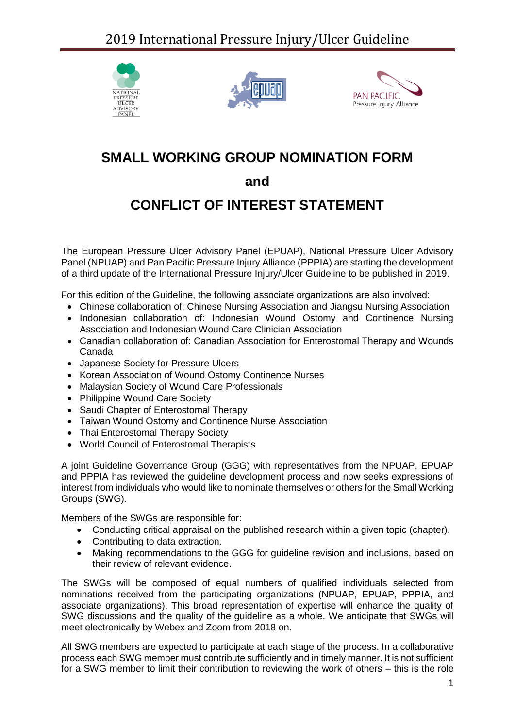# SMALL WORKING GROUP NOMINATION FORM

## and

# CONFLICT OF INTEREST STATEMENT

The European Pressure Ulcer Advisory Panel (EPUAP), National Pressure Ulcer Advisory Panel (NPUAP) and Pan Pacific Pressure Injury Alliance (PPPIA) are starting the development of a third update of the International Pressure Injury/Ulcer Guideline to be published in 2019.

For this edition of the Guideline, the following associate organizations are also involved:

- Chinese collaboration of: Chinese Nursing Association and Jiangsu Nursing Association
- Indonesian collaboration of: Indonesian Wound Ostomy and Continence Nursing Association and Indonesian Wound Care Clinician Association
- Canadian collaboration of: Canadian Association for Enterostomal Therapy and Wounds Canada
- Japanese Society for Pressure Ulcers
- Korean Association of Wound Ostomy Continence Nurses
- Malaysian Society of Wound Care Professionals
- Philippine Wound Care Society
- Saudi Chapter of Enterostomal Therapy
- Taiwan Wound Ostomy and Continence Nurse Association
- Thai Enterostomal Therapy Society
- World Council of Enterostomal Therapists

A joint Guideline Governance Group (GGG) with representatives from the NPUAP, EPUAP and PPPIA has reviewed the guideline development process and now seeks expressions of interest from individuals who would like to nominate themselves or others for the Small Working Groups (SWG).

Members of the SWGs are responsible for:

- Conducting critical appraisal on the published research within a given topic (chapter).
- Contributing to data extraction.
- Making recommendations to the GGG for guideline revision and inclusions, based on their review of relevant evidence.

The SWGs will be composed of equal numbers of qualified individuals selected from nominations received from the participating organizations (NPUAP, EPUAP, PPPIA, and associate organizations). This broad representation of expertise will enhance the quality of SWG discussions and the quality of the guideline as a whole. We anticipate that SWGs will meet electronically by Webex and Zoom from 2018 on.

All SWG members are expected to participate at each stage of the process. In a collaborative process each SWG member must contribute sufficiently and in timely manner. It is not sufficient for a SWG member to limit their contribution to reviewing the work of others – this is the role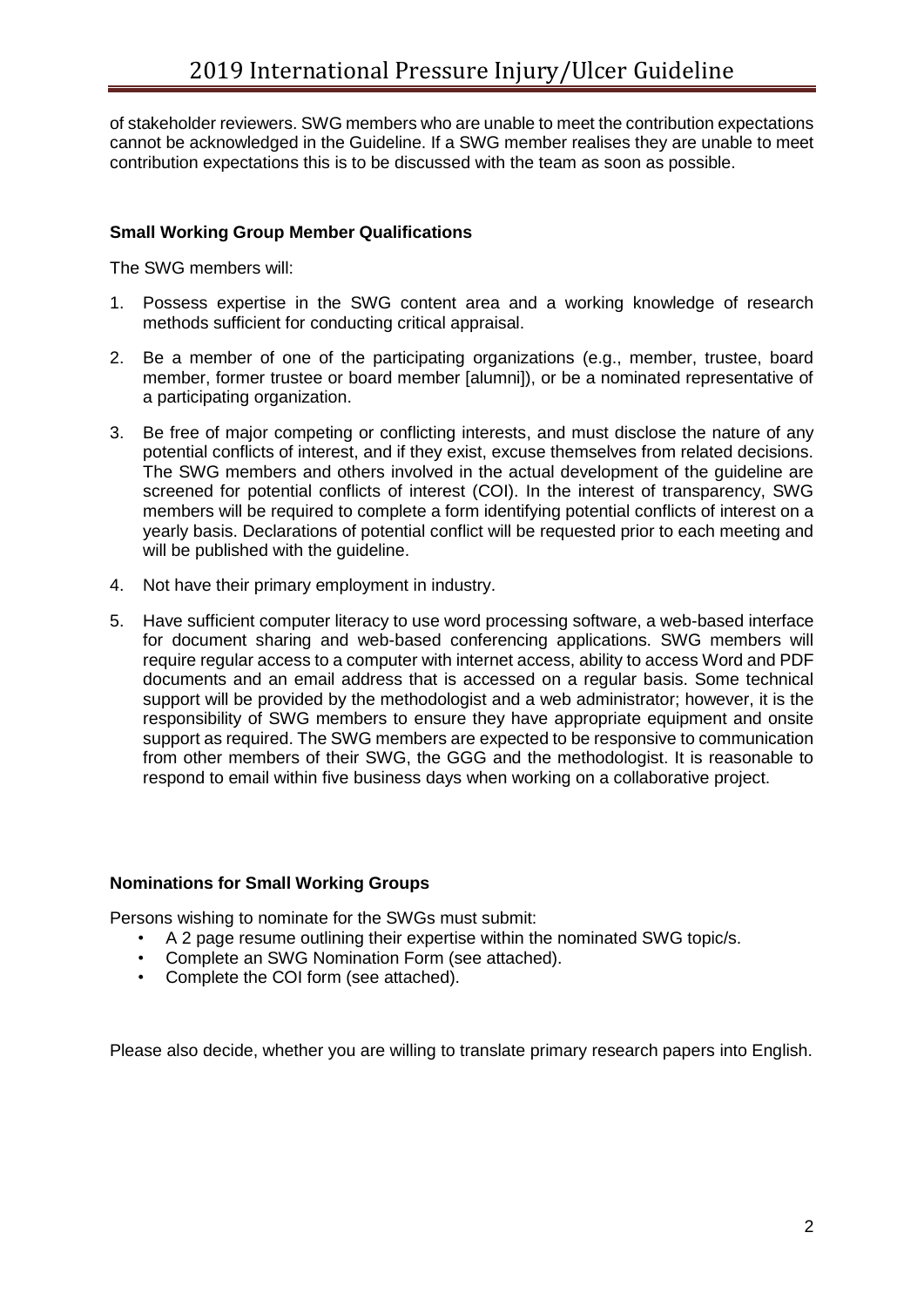of stakeholder reviewers. SWG members who are unable to meet the contribution expectations cannot be acknowledged in the Guideline. If a SWG member realises they are unable to meet contribution expectations this is to be discussed with the team as soon as possible.

**Small Working Group Member Qualifications**

The SWG members will:

1. Possess expertise in the SWG content area and a working knowledge of research methods sufficient for conducting critical appraisal.

2. Be a member of one of the participating organizations (e.g., member, trustee, board member, former trustee or board member [alumni]), or be a nominated representative of a participating organization.

3. Be free of major competing or conflicting interests, and must disclose the nature of any potential conflicts of interest, and if they exist, excuse themselves from related decisions. The SWG members and others involved in the actual development of the guideline are screened for potential conflicts of interest (COI). In the interest of transparency, SWG members will be required to complete a form identifying potential conflicts of interest on a yearly basis. Declarations of potential conflict will be requested prior to each meeting and will be published with the guideline.

4. Not have their primary employment in industry.

5. Have sufficient computer literacy to use word processing software, a web-based interface for document sharing and web-based conferencing applications. SWG members will require regular access to a computer with internet access, ability to access Word and PDF documents and an email address that is accessed on a regular basis. Some technical support will be provided by the methodologist and a web administrator; however, it is the responsibility of SWG members to ensure they have appropriate equipment and onsite support as required. The SWG members are expected to be responsive to communication from other members of their SWG, the GGG and the methodologist. It is reasonable to respond to email within five business days when working on a collaborative project.

**Nominations for Small Working Groups**

Persons wishing to nominate for the SWGs must submit:

- A 2 page resume outlining their expertise within the nominated SWG topic/s.
- Complete an SWG Nomination Form (see attached).
- Complete the COI form (see attached).

Please also decide, whether you are willing to translate primary research papers into English.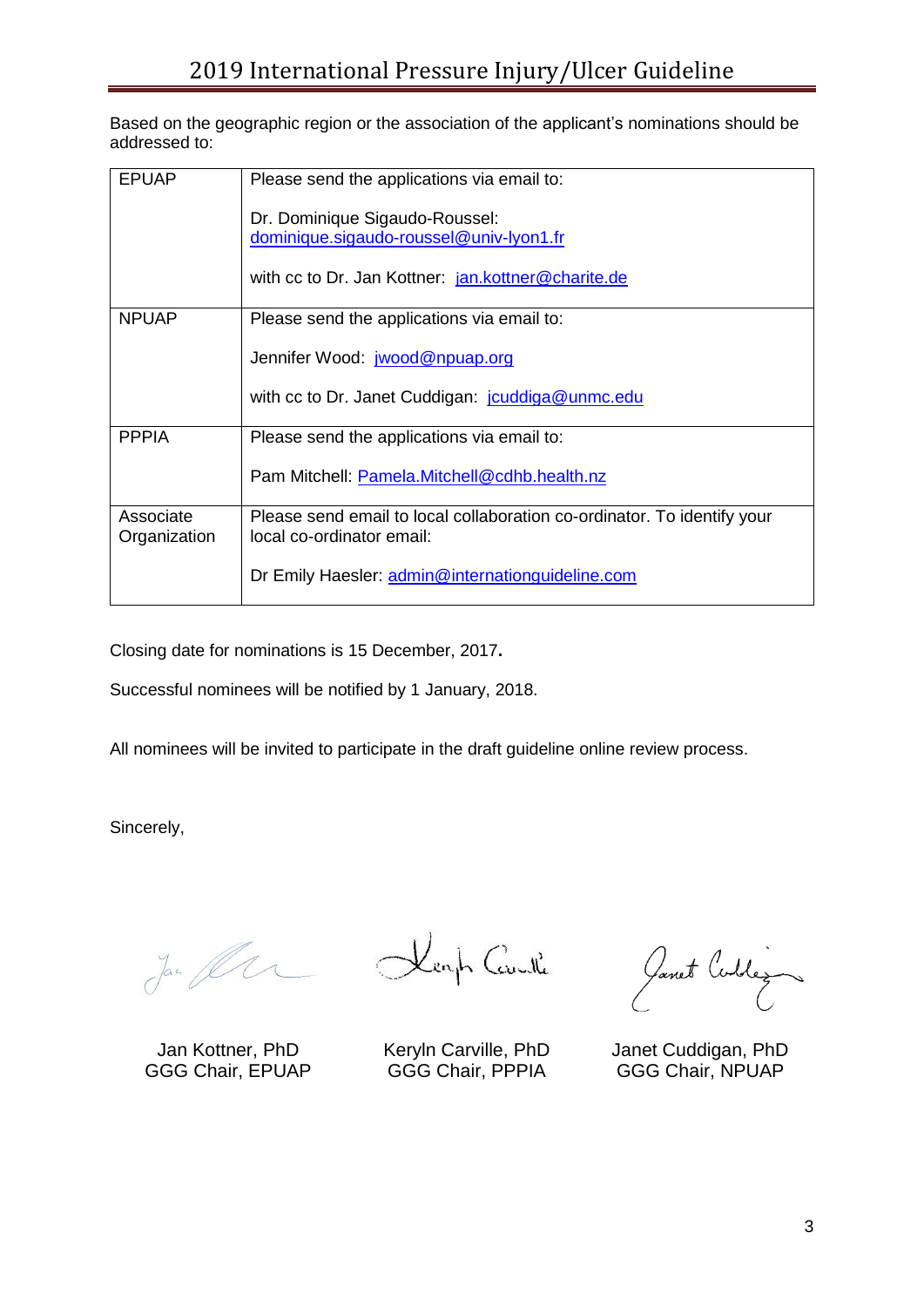Based on the geographic region or the association of the applicant's nominations should be addressed to:

| EPUAP | Please send the applications via email to:<br><br>Dr. Dominique Sigaudo-Roussel: dominique.sigaudo-roussel@univ-lyon1.fr<br><br>with cc to Dr. Jan Kottner: jan.kottner@charite.de |
|---|---|
| NPUAP | Please send the applications via email to:<br><br>Jennifer Wood: jwood@npuap.org<br><br>with cc to Dr. Janet Cuddigan: jcuddiga@unmc.edu |
| PPPIA | Please send the applications via email to:<br><br>Pam Mitchell: Pamela.Mitchell@cdhb.health.nz |
| Associate Organization | Please send email to local collaboration co-ordinator. To identify your local co-ordinator email:<br><br>Dr Emily Haesler: admin@internationguideline.com |

Closing date for nominations is 15 December, 2017**.**

Successful nominees will be notified by 1 January, 2018.

All nominees will be invited to participate in the draft guideline online review process.

Sincerely,

Jan Kottner, PhD
GGG Chair, EPUAP

Keryln Carville, PhD
GGG Chair, PPPIA

Janet Cuddigan, PhD
GGG Chair, NPUAP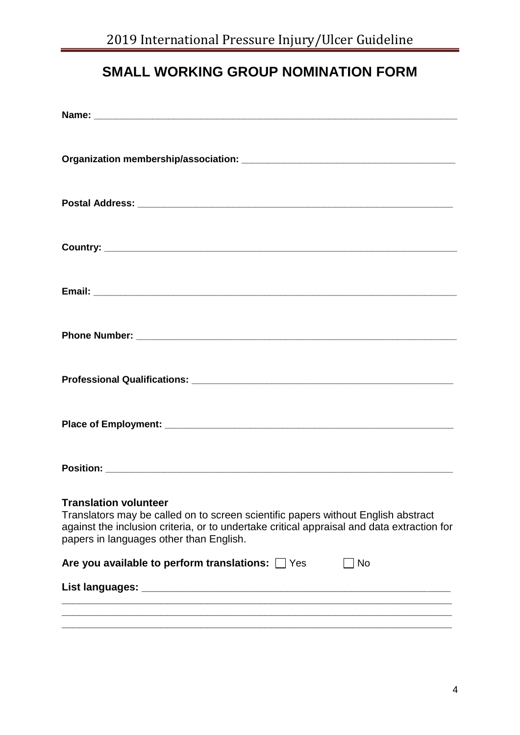# SMALL WORKING GROUP NOMINATION FORM

**Name:** ______________________________________________________________________

**Organization membership/association:** ________________________________________

**Postal Address:** ______________________________________________________________

**Country:** ____________________________________________________________________

**Email:** ______________________________________________________________________

**Phone Number:** ______________________________________________________________

**Professional Qualifications:** ___________________________________________________

**Place of Employment:** ________________________________________________________

**Position:** ____________________________________________________________________

**Translation volunteer**

Translators may be called on to screen scientific papers without English abstract against the inclusion criteria, or to undertake critical appraisal and data extraction for papers in languages other than English.

**Are you available to perform translations:** ☐ Yes ☐ No

**List languages:** _______________________________________________________________

______________________________________________________________________________

______________________________________________________________________________

______________________________________________________________________________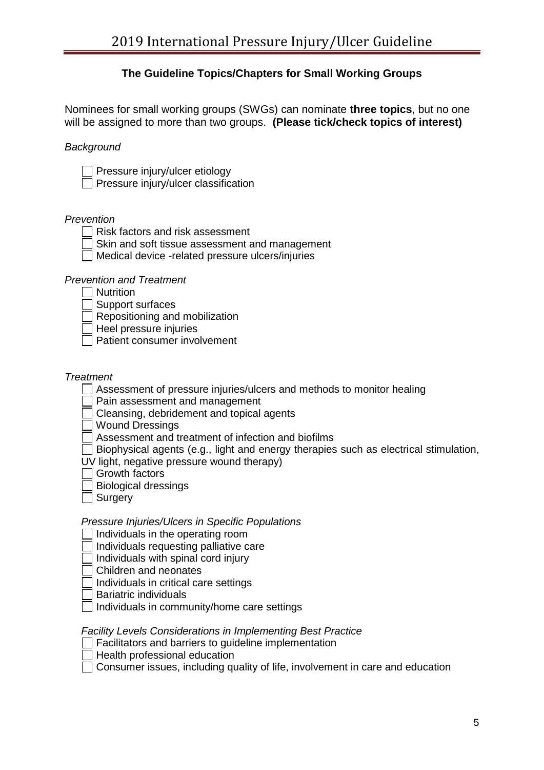## The Guideline Topics/Chapters for Small Working Groups

Nominees for small working groups (SWGs) can nominate **three topics**, but no one will be assigned to more than two groups. **(Please tick/check topics of interest)**

*Background*

- [ ] Pressure injury/ulcer etiology
- [ ] Pressure injury/ulcer classification

*Prevention*

- [ ] Risk factors and risk assessment
- [ ] Skin and soft tissue assessment and management
- [ ] Medical device -related pressure ulcers/injuries

*Prevention and Treatment*

- [ ] Nutrition
- [ ] Support surfaces
- [ ] Repositioning and mobilization
- [ ] Heel pressure injuries
- [ ] Patient consumer involvement

*Treatment*

- [ ] Assessment of pressure injuries/ulcers and methods to monitor healing
- [ ] Pain assessment and management
- [ ] Cleansing, debridement and topical agents
- [ ] Wound Dressings
- [ ] Assessment and treatment of infection and biofilms
- [ ] Biophysical agents (e.g., light and energy therapies such as electrical stimulation, UV light, negative pressure wound therapy)
- [ ] Growth factors
- [ ] Biological dressings
- [ ] Surgery

*Pressure Injuries/Ulcers in Specific Populations*

- [ ] Individuals in the operating room
- [ ] Individuals requesting palliative care
- [ ] Individuals with spinal cord injury
- [ ] Children and neonates
- [ ] Individuals in critical care settings
- [ ] Bariatric individuals
- [ ] Individuals in community/home care settings

*Facility Levels Considerations in Implementing Best Practice*

- [ ] Facilitators and barriers to guideline implementation
- [ ] Health professional education
- [ ] Consumer issues, including quality of life, involvement in care and education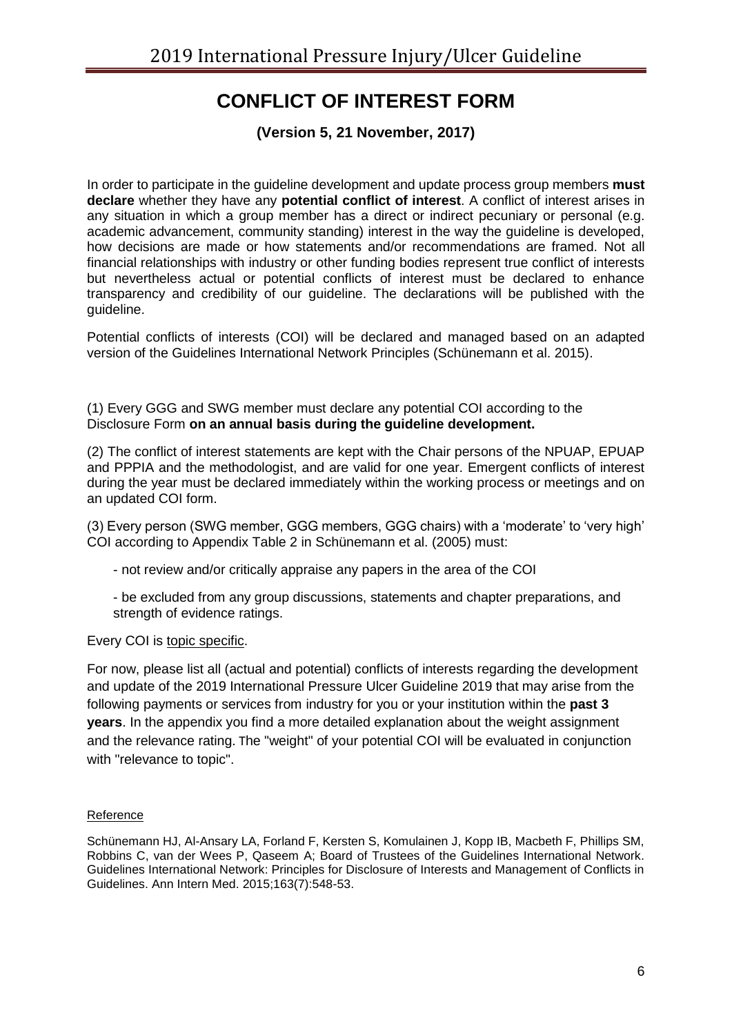# CONFLICT OF INTEREST FORM

**(Version 5, 21 November, 2017)**

In order to participate in the guideline development and update process group members **must declare** whether they have any **potential conflict of interest**. A conflict of interest arises in any situation in which a group member has a direct or indirect pecuniary or personal (e.g. academic advancement, community standing) interest in the way the guideline is developed, how decisions are made or how statements and/or recommendations are framed. Not all financial relationships with industry or other funding bodies represent true conflict of interests but nevertheless actual or potential conflicts of interest must be declared to enhance transparency and credibility of our guideline. The declarations will be published with the guideline.

Potential conflicts of interests (COI) will be declared and managed based on an adapted version of the Guidelines International Network Principles (Schünemann et al. 2015).

(1) Every GGG and SWG member must declare any potential COI according to the Disclosure Form **on an annual basis during the guideline development.**

(2) The conflict of interest statements are kept with the Chair persons of the NPUAP, EPUAP and PPPIA and the methodologist, and are valid for one year. Emergent conflicts of interest during the year must be declared immediately within the working process or meetings and on an updated COI form.

(3) Every person (SWG member, GGG members, GGG chairs) with a 'moderate' to 'very high' COI according to Appendix Table 2 in Schünemann et al. (2005) must:

- not review and/or critically appraise any papers in the area of the COI
- be excluded from any group discussions, statements and chapter preparations, and strength of evidence ratings.

Every COI is topic specific.

For now, please list all (actual and potential) conflicts of interests regarding the development and update of the 2019 International Pressure Ulcer Guideline 2019 that may arise from the following payments or services from industry for you or your institution within the **past 3 years**. In the appendix you find a more detailed explanation about the weight assignment and the relevance rating. The "weight" of your potential COI will be evaluated in conjunction with "relevance to topic".

Reference

Schünemann HJ, Al-Ansary LA, Forland F, Kersten S, Komulainen J, Kopp IB, Macbeth F, Phillips SM, Robbins C, van der Wees P, Qaseem A; Board of Trustees of the Guidelines International Network. Guidelines International Network: Principles for Disclosure of Interests and Management of Conflicts in Guidelines. Ann Intern Med. 2015;163(7):548-53.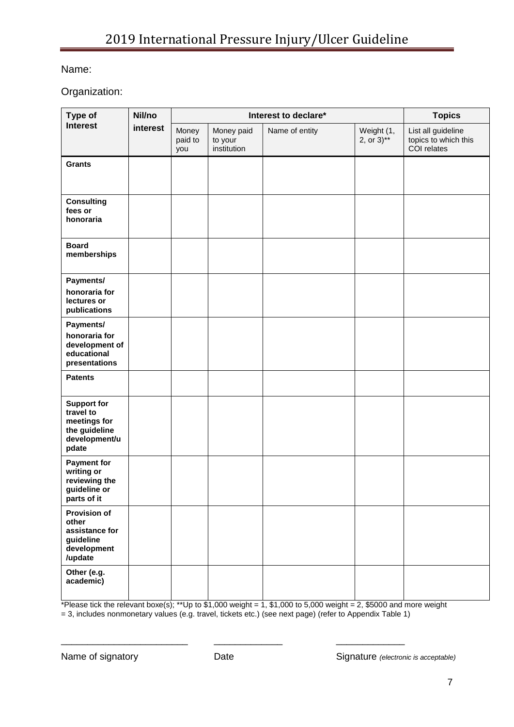Name:

Organization:

| Type of Interest | Nil/no interest | Interest to declare* | | | | Topics |
|---|---|---|---|---|---|---|
| | | Money paid to you | Money paid to your institution | Name of entity | Weight (1, 2, or 3)** | List all guideline topics to which this COI relates |
| **Grants** | | | | | | |
| **Consulting fees or honoraria** | | | | | | |
| **Board memberships** | | | | | | |
| **Payments/ honoraria for lectures or publications** | | | | | | |
| **Payments/ honoraria for development of educational presentations** | | | | | | |
| **Patents** | | | | | | |
| **Support for travel to meetings for the guideline development/update** | | | | | | |
| **Payment for writing or reviewing the guideline or parts of it** | | | | | | |
| **Provision of other assistance for guideline development /update** | | | | | | |
| **Other (e.g. academic)** | | | | | | |

*Please tick the relevant boxe(s); **Up to $1,000 weight = 1, $1,000 to 5,000 weight = 2, $5000 and more weight = 3, includes nonmonetary values (e.g. travel, tickets etc.) (see next page) (refer to Appendix Table 1)

________________________ &nbsp;&nbsp;&nbsp;&nbsp; _____________ &nbsp;&nbsp;&nbsp;&nbsp; _____________

Name of signatory &nbsp;&nbsp;&nbsp;&nbsp; Date &nbsp;&nbsp;&nbsp;&nbsp; Signature *(electronic is acceptable)*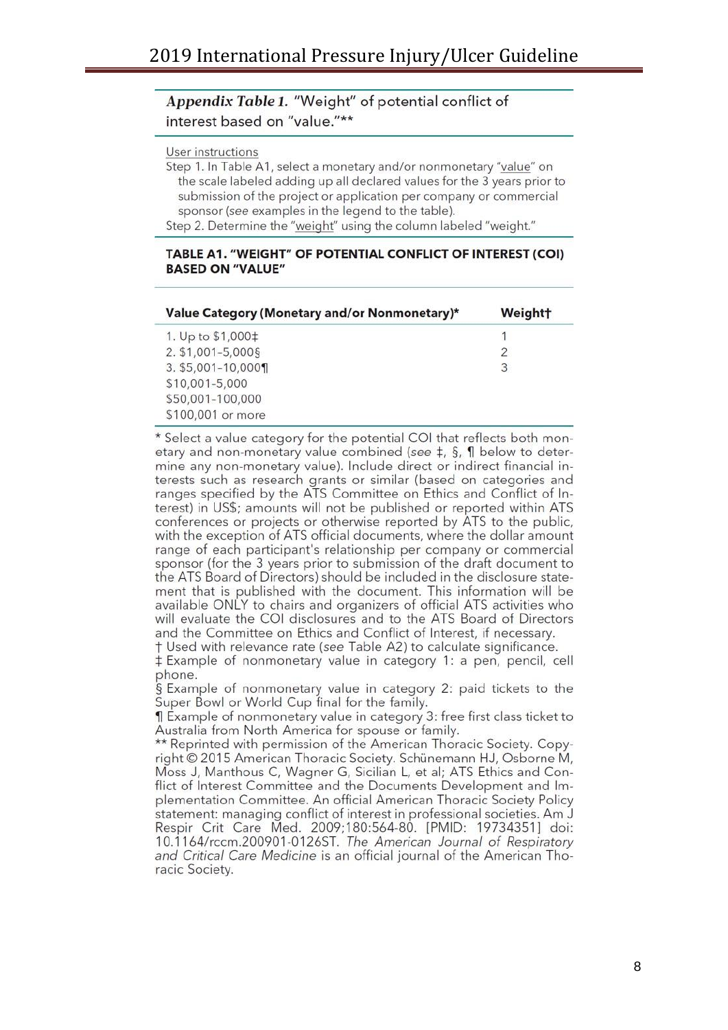***Appendix Table 1.*** "Weight" of potential conflict of interest based on "value."**

User instructions

Step 1. In Table A1, select a monetary and/or nonmonetary "value" on the scale labeled adding up all declared values for the 3 years prior to submission of the project or application per company or commercial sponsor (*see* examples in the legend to the table).

Step 2. Determine the "weight" using the column labeled "weight."

**TABLE A1. "WEIGHT" OF POTENTIAL CONFLICT OF INTEREST (COI) BASED ON "VALUE"**

| Value Category (Monetary and/or Nonmonetary)* | Weight† |
|---|---|
| 1. Up to $1,000‡ | 1 |
| 2. $1,001–5,000§ | 2 |
| 3. $5,001–10,000¶ | 3 |
| $10,001-5,000 | |
| $50,001-100,000 | |
| $100,001 or more | |

\* Select a value category for the potential COI that reflects both monetary and non-monetary value combined (*see* ‡, §, ¶ below to determine any non-monetary value). Include direct or indirect financial interests such as research grants or similar (based on categories and ranges specified by the ATS Committee on Ethics and Conflict of Interest) in US$; amounts will not be published or reported within ATS conferences or projects or otherwise reported by ATS to the public, with the exception of ATS official documents, where the dollar amount range of each participant's relationship per company or commercial sponsor (for the 3 years prior to submission of the draft document to the ATS Board of Directors) should be included in the disclosure statement that is published with the document. This information will be available ONLY to chairs and organizers of official ATS activities who will evaluate the COI disclosures and to the ATS Board of Directors and the Committee on Ethics and Conflict of Interest, if necessary.

† Used with relevance rate (*see* Table A2) to calculate significance.

‡ Example of nonmonetary value in category 1: a pen, pencil, cell phone.

§ Example of nonmonetary value in category 2: paid tickets to the Super Bowl or World Cup final for the family.

¶ Example of nonmonetary value in category 3: free first class ticket to Australia from North America for spouse or family.

** Reprinted with permission of the American Thoracic Society. Copyright © 2015 American Thoracic Society. Schünemann HJ, Osborne M, Moss J, Manthous C, Wagner G, Sicilian L, et al; ATS Ethics and Conflict of Interest Committee and the Documents Development and Implementation Committee. An official American Thoracic Society Policy statement: managing conflict of interest in professional societies. Am J Respir Crit Care Med. 2009;180:564-80. [PMID: 19734351] doi: 10.1164/rccm.200901-0126ST. *The American Journal of Respiratory and Critical Care Medicine* is an official journal of the American Thoracic Society.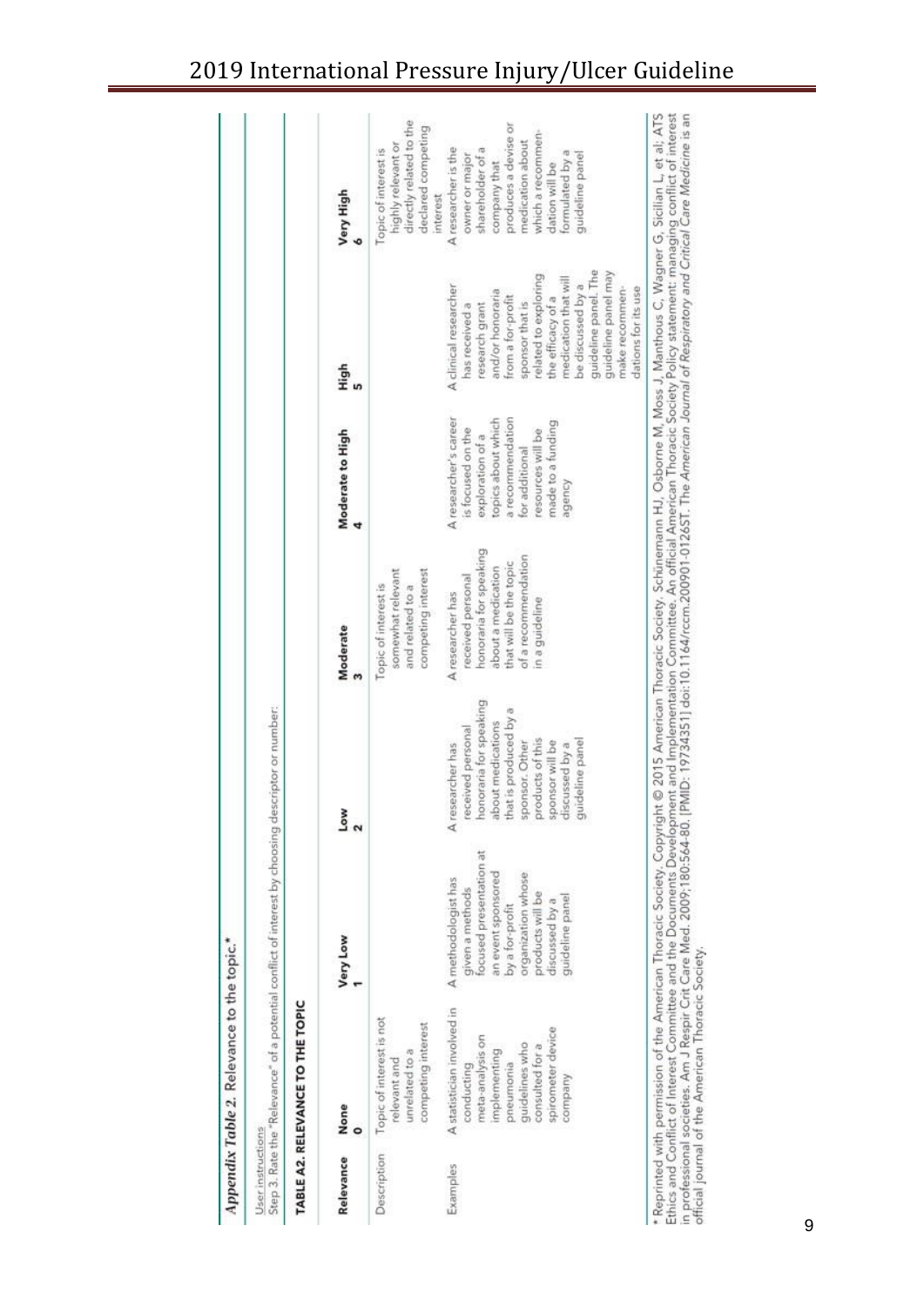*Appendix Table 2.* Relevance to the topic.*

User instructions

Step 3. Rate the "Relevance" of a potential conflict of interest by choosing descriptor or number:

**TABLE A2. RELEVANCE TO THE TOPIC**

| Relevance | None 0 | Very Low 1 | Low 2 | Moderate 3 | Moderate to High 4 | High 5 | Very High 6 |
|---|---|---|---|---|---|---|---|
| Description | Topic of interest is not relevant and unrelated to a competing interest | | | Topic of interest is somewhat relevant and related to a competing interest | | | Topic of interest is highly relevant or directly related to the declared competing interest |
| Examples | A statistician involved in conducting meta-analysis on implementing pneumonia guidelines who consulted for a spirometer device company | A methodologist has given a methods focused presentation at an event sponsored by a for-profit organization whose products will be discussed by a guideline panel | A researcher has received personal honoraria for speaking about medications that is produced by a sponsor. Other products of this sponsor will be discussed by a guideline panel | A researcher has received personal honoraria for speaking about a medication that will be the topic of a recommendation in a guideline | A researcher's career is focused on the exploration of a topics about which a recommendation for additional resources will be made to a funding agency | A clinical researcher has received a research grant and/or honoraria from a for-profit sponsor that is related to exploring the efficacy of a medication that will be discussed by a guideline panel. The guideline panel may make recommendations for its use | A researcher is the owner or major shareholder of a company that produces a devise or medication about which a recommendation will be formulated by a guideline panel |

* Reprinted with permission of the American Thoracic Society. Copyright © 2015 American Thoracic Society. Schünemann HJ, Osborne M, Moss J, Manthous C, Wagner G, Sicilian L, et al; ATS Ethics and Conflict of Interest Committee and the Documents Development and Implementation Committee. An official American Thoracic Society Policy statement: managing conflict of interest in professional societies. Am J Respir Crit Care Med. 2009;180:564-80. [PMID: 19734351] doi:10.1164/rccm.200901-0126ST. The *American Journal of Respiratory and Critical Care Medicine* is an official journal of the American Thoracic Society.